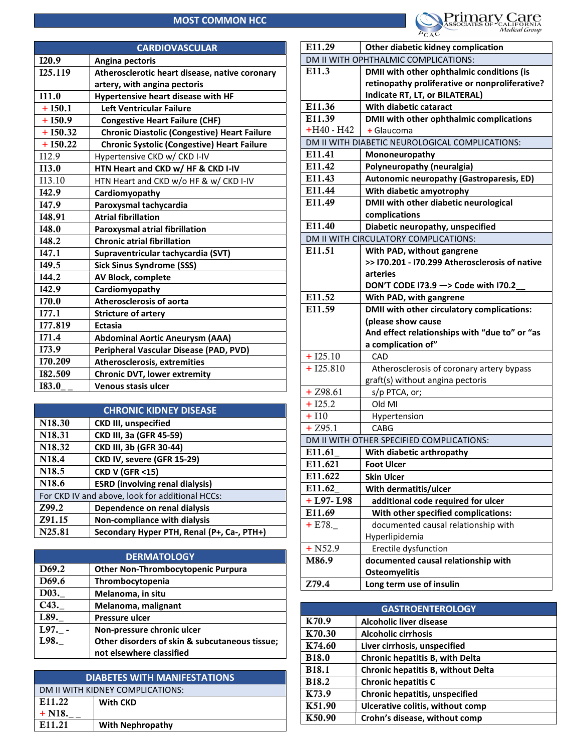# MOST COMMON HCC

Primary Care Associates of California Medical Group (PCAC)

## CARDIOVASCULAR

| Code | Description |
|---|---|
| I20.9 | **Angina pectoris** |
| I25.119 | **Atherosclerotic heart disease, native coronary artery, with angina pectoris** |
| I11.0 | **Hypertensive heart disease with HF** |
| + I50.1 | **Left Ventricular Failure** |
| + I50.9 | **Congestive Heart Failure (CHF)** |
| + I50.32 | **Chronic Diastolic (Congestive) Heart Failure** |
| + I50.22 | **Chronic Systolic (Congestive) Heart Failure** |
| I12.9 | Hypertensive CKD w/ CKD I-IV |
| I13.0 | **HTN Heart and CKD w/ HF & CKD I-IV** |
| I13.10 | HTN Heart and CKD w/o HF & w/ CKD I-IV |
| I42.9 | **Cardiomyopathy** |
| I47.9 | **Paroxysmal tachycardia** |
| I48.91 | **Atrial fibrillation** |
| I48.0 | **Paroxysmal atrial fibrillation** |
| I48.2 | **Chronic atrial fibrillation** |
| I47.1 | **Supraventricular tachycardia (SVT)** |
| I49.5 | **Sick Sinus Syndrome (SSS)** |
| I44.2 | **AV Block, complete** |
| I42.9 | **Cardiomyopathy** |
| I70.0 | **Atherosclerosis of aorta** |
| I77.1 | **Stricture of artery** |
| I77.819 | **Ectasia** |
| I71.4 | **Abdominal Aortic Aneurysm (AAA)** |
| I73.9 | **Peripheral Vascular Disease (PAD, PVD)** |
| I70.209 | **Atherosclerosis, extremities** |
| I82.509 | **Chronic DVT, lower extremity** |
| I83.0_ _ | **Venous stasis ulcer** |

## CHRONIC KIDNEY DISEASE

| Code | Description |
|---|---|
| N18.30 | **CKD III, unspecified** |
| N18.31 | **CKD III, 3a (GFR 45-59)** |
| N18.32 | **CKD III, 3b (GFR 30-44)** |
| N18.4 | **CKD IV, severe (GFR 15-29)** |
| N18.5 | **CKD V (GFR <15)** |
| N18.6 | **ESRD (involving renal dialysis)** |
| For CKD IV and above, look for additional HCCs: | |
| Z99.2 | **Dependence on renal dialysis** |
| Z91.15 | **Non-compliance with dialysis** |
| N25.81 | **Secondary Hyper PTH, Renal (P+, Ca-, PTH+)** |

## DERMATOLOGY

| Code | Description |
|---|---|
| D69.2 | **Other Non-Thrombocytopenic Purpura** |
| D69.6 | **Thrombocytopenia** |
| D03._ | **Melanoma, in situ** |
| C43._ | **Melanoma, malignant** |
| L89._ | **Pressure ulcer** |
| L97._ - L98._ | **Non-pressure chronic ulcer Other disorders of skin & subcutaneous tissue; not elsewhere classified** |

## DIABETES WITH MANIFESTATIONS

| Code | Description |
|---|---|
| DM II WITH KIDNEY COMPLICATIONS: | |
| E11.22 + N18._ _ | **With CKD** |
| E11.21 | **With Nephropathy** |
| E11.29 | **Other diabetic kidney complication** |
| DM II WITH OPHTHALMIC COMPLICATIONS: | |
| E11.3 | **DMII with other ophthalmic conditions (is retinopathy proliferative or nonproliferative? Indicate RT, LT, or BILATERAL)** |
| E11.36 | **With diabetic cataract** |
| E11.39 | **DMII with other ophthalmic complications** |
| +H40 - H42 | + Glaucoma |
| DM II WITH DIABETIC NEUROLOGICAL COMPLICATIONS: | |
| E11.41 | **Mononeuropathy** |
| E11.42 | **Polyneuropathy (neuralgia)** |
| E11.43 | **Autonomic neuropathy (Gastroparesis, ED)** |
| E11.44 | **With diabetic amyotrophy** |
| E11.49 | **DMII with other diabetic neurological complications** |
| E11.40 | **Diabetic neuropathy, unspecified** |
| DM II WITH CIRCULATORY COMPLICATIONS: | |
| E11.51 | **With PAD, without gangrene >> I70.201 - I70.299 Atherosclerosis of native arteries DON'T CODE I73.9 —> Code with I70.2__** |
| E11.52 | **With PAD, with gangrene** |
| E11.59 | **DMII with other circulatory complications: (please show cause And effect relationships with "due to" or "as a complication of"** |
| + I25.10 | CAD |
| + I25.810 | Atherosclerosis of coronary artery bypass graft(s) without angina pectoris |
| + Z98.61 | s/p PTCA, or; |
| + I25.2 | Old MI |
| + I10 | Hypertension |
| + Z95.1 | CABG |
| DM II WITH OTHER SPECIFIED COMPLICATIONS: | |
| E11.61_ | **With diabetic arthropathy** |
| E11.621 | **Foot Ulcer** |
| E11.622 | **Skin Ulcer** |
| E11.62_ | **With dermatitis/ulcer** |
| + L97- L98 | **additional code required for ulcer** |
| E11.69 | **With other specified complications:** |
| + E78._ | documented causal relationship with Hyperlipidemia |
| + N52.9 | Erectile dysfunction |
| M86.9 | **documented causal relationship with Osteomyelitis** |
| Z79.4 | **Long term use of insulin** |

## GASTROENTEROLOGY

| Code | Description |
|---|---|
| K70.9 | **Alcoholic liver disease** |
| K70.30 | **Alcoholic cirrhosis** |
| K74.60 | **Liver cirrhosis, unspecified** |
| B18.0 | **Chronic hepatitis B, with Delta** |
| B18.1 | **Chronic hepatitis B, without Delta** |
| B18.2 | **Chronic hepatitis C** |
| K73.9 | **Chronic hepatitis, unspecified** |
| K51.90 | **Ulcerative colitis, without comp** |
| K50.90 | **Crohn's disease, without comp** |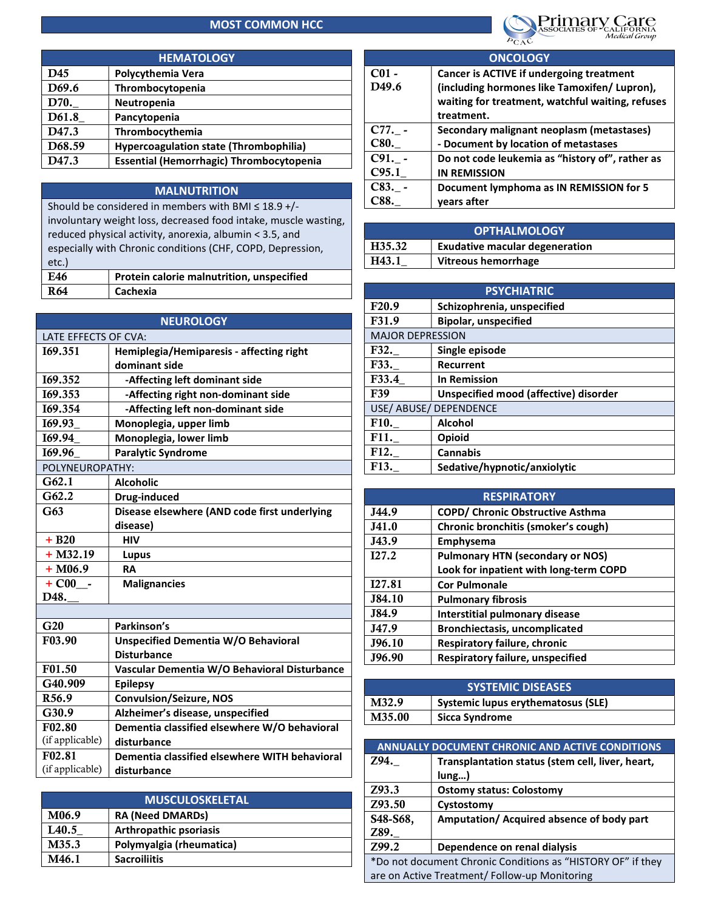# MOST COMMON HCC

Primary Care Associates of California Medical Group
PCAC

## HEMATOLOGY

| | |
|---|---|
| D45 | Polycythemia Vera |
| D69.6 | Thrombocytopenia |
| D70._ | Neutropenia |
| D61.8_ | Pancytopenia |
| D47.3 | Thrombocythemia |
| D68.59 | Hypercoagulation state (Thrombophilia) |
| D47.3 | Essential (Hemorrhagic) Thrombocytopenia |

## MALNUTRITION

Should be considered in members with BMI ≤ 18.9 +/- involuntary weight loss, decreased food intake, muscle wasting, reduced physical activity, anorexia, albumin < 3.5, and especially with Chronic conditions (CHF, COPD, Depression, etc.)

| | |
|---|---|
| E46 | Protein calorie malnutrition, unspecified |
| R64 | Cachexia |

## NEUROLOGY

| | |
|---|---|
| LATE EFFECTS OF CVA: | |
| I69.351 | Hemiplegia/Hemiparesis - affecting right dominant side |
| I69.352 | -Affecting left dominant side |
| I69.353 | -Affecting right non-dominant side |
| I69.354 | -Affecting left non-dominant side |
| I69.93_ | Monoplegia, upper limb |
| I69.94_ | Monoplegia, lower limb |
| I69.96_ | Paralytic Syndrome |
| POLYNEUROPATHY: | |
| G62.1 | Alcoholic |
| G62.2 | Drug-induced |
| G63 | Disease elsewhere (AND code first underlying disease) |
| + B20 | HIV |
| + M32.19 | Lupus |
| + M06.9 | RA |
| + C00__- D48.__ | Malignancies |
| | |
| G20 | Parkinson's |
| F03.90 | Unspecified Dementia W/O Behavioral Disturbance |
| F01.50 | Vascular Dementia W/O Behavioral Disturbance |
| G40.909 | Epilepsy |
| R56.9 | Convulsion/Seizure, NOS |
| G30.9 | Alzheimer's disease, unspecified |
| F02.80 (if applicable) | Dementia classified elsewhere W/O behavioral disturbance |
| F02.81 (if applicable) | Dementia classified elsewhere WITH behavioral disturbance |

## MUSCULOSKELETAL

| | |
|---|---|
| M06.9 | RA (Need DMARDs) |
| L40.5_ | Arthropathic psoriasis |
| M35.3 | Polymyalgia (rheumatica) |
| M46.1 | Sacroiliitis |

## ONCOLOGY

| | |
|---|---|
| C01 - D49.6 | Cancer is ACTIVE if undergoing treatment (including hormones like Tamoxifen/ Lupron), waiting for treatment, watchful waiting, refuses treatment. |
| C77._ - C80._ | Secondary malignant neoplasm (metastases) - Document by location of metastases |
| C91._ - C95.1_ | Do not code leukemia as "history of", rather as IN REMISSION |
| C83._ - C88._ | Document lymphoma as IN REMISSION for 5 years after |

## OPTHALMOLOGY

| | |
|---|---|
| H35.32 | Exudative macular degeneration |
| H43.1_ | Vitreous hemorrhage |

## PSYCHIATRIC

| | |
|---|---|
| F20.9 | Schizophrenia, unspecified |
| F31.9 | Bipolar, unspecified |
| MAJOR DEPRESSION | |
| F32._ | Single episode |
| F33._ | Recurrent |
| F33.4_ | In Remission |
| F39 | Unspecified mood (affective) disorder |
| USE/ ABUSE/ DEPENDENCE | |
| F10._ | Alcohol |
| F11._ | Opioid |
| F12._ | Cannabis |
| F13._ | Sedative/hypnotic/anxiolytic |

## RESPIRATORY

| | |
|---|---|
| J44.9 | COPD/ Chronic Obstructive Asthma |
| J41.0 | Chronic bronchitis (smoker's cough) |
| J43.9 | Emphysema |
| I27.2 | Pulmonary HTN (secondary or NOS) Look for inpatient with long-term COPD |
| I27.81 | Cor Pulmonale |
| J84.10 | Pulmonary fibrosis |
| J84.9 | Interstitial pulmonary disease |
| J47.9 | Bronchiectasis, uncomplicated |
| J96.10 | Respiratory failure, chronic |
| J96.90 | Respiratory failure, unspecified |

## SYSTEMIC DISEASES

| | |
|---|---|
| M32.9 | Systemic lupus erythematosus (SLE) |
| M35.00 | Sicca Syndrome |

## ANNUALLY DOCUMENT CHRONIC AND ACTIVE CONDITIONS

| | |
|---|---|
| Z94._ | Transplantation status (stem cell, liver, heart, lung…) |
| Z93.3 | Ostomy status: Colostomy |
| Z93.50 | Cystostomy |
| S48-S68, Z89._ | Amputation/ Acquired absence of body part |
| Z99.2 | Dependence on renal dialysis |

*Do not document Chronic Conditions as "HISTORY OF" if they are on Active Treatment/ Follow-up Monitoring